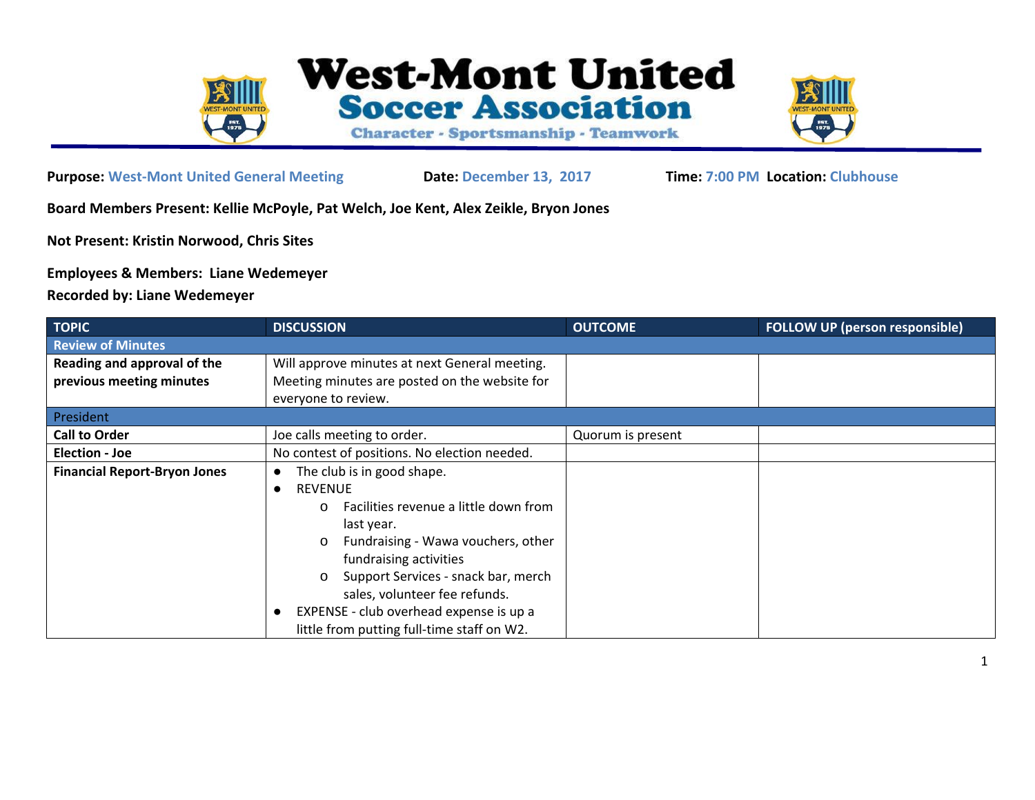# West-Mont United Soccer Association

**Character - Sportsmanship - Teamwork**

**Purpose:** West-Mont United General Meeting **Date:** December 13, 2017 **Time:** 7:00 PM **Location:** Clubhouse

**Board Members Present: Kellie McPoyle, Pat Welch, Joe Kent, Alex Zeikle, Bryon Jones**

**Not Present: Kristin Norwood, Chris Sites**

**Employees & Members: Liane Wedemeyer**

**Recorded by: Liane Wedemeyer**

| TOPIC | DISCUSSION | OUTCOME | FOLLOW UP (person responsible) |
|---|---|---|---|
| Review of Minutes | | | |
| **Reading and approval of the previous meeting minutes** | Will approve minutes at next General meeting. Meeting minutes are posted on the website for everyone to review. | | |
| President | | | |
| **Call to Order** | Joe calls meeting to order. | Quorum is present | |
| **Election - Joe** | No contest of positions. No election needed. | | |
| **Financial Report-Bryon Jones** | ● The club is in good shape.<br>● REVENUE<br>&nbsp;&nbsp;&nbsp;o Facilities revenue a little down from last year.<br>&nbsp;&nbsp;&nbsp;o Fundraising - Wawa vouchers, other fundraising activities<br>&nbsp;&nbsp;&nbsp;o Support Services - snack bar, merch sales, volunteer fee refunds.<br>● EXPENSE - club overhead expense is up a little from putting full-time staff on W2. | | |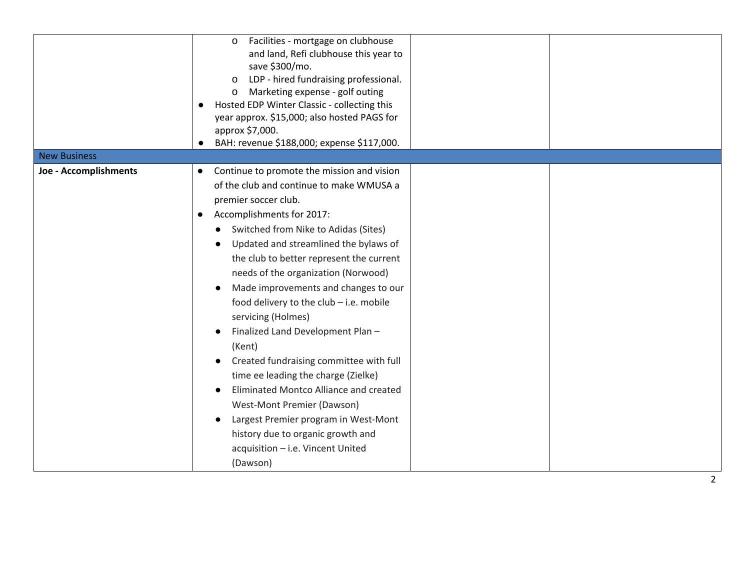| | | | |
|---|---|---|---|
| | o Facilities - mortgage on clubhouse and land, Refi clubhouse this year to save $300/mo.<br>o LDP - hired fundraising professional.<br>o Marketing expense - golf outing<br>● Hosted EDP Winter Classic - collecting this year approx. $15,000; also hosted PAGS for approx $7,000.<br>● BAH: revenue $188,000; expense $117,000. | | |
| New Business | | | |
| **Joe - Accomplishments** | ● Continue to promote the mission and vision of the club and continue to make WMUSA a premier soccer club.<br>● Accomplishments for 2017:<br>&nbsp;&nbsp;● Switched from Nike to Adidas (Sites)<br>&nbsp;&nbsp;● Updated and streamlined the bylaws of the club to better represent the current needs of the organization (Norwood)<br>&nbsp;&nbsp;● Made improvements and changes to our food delivery to the club – i.e. mobile servicing (Holmes)<br>&nbsp;&nbsp;● Finalized Land Development Plan – (Kent)<br>&nbsp;&nbsp;● Created fundraising committee with full time ee leading the charge (Zielke)<br>&nbsp;&nbsp;● Eliminated Montco Alliance and created West-Mont Premier (Dawson)<br>&nbsp;&nbsp;● Largest Premier program in West-Mont history due to organic growth and acquisition – i.e. Vincent United (Dawson) | | |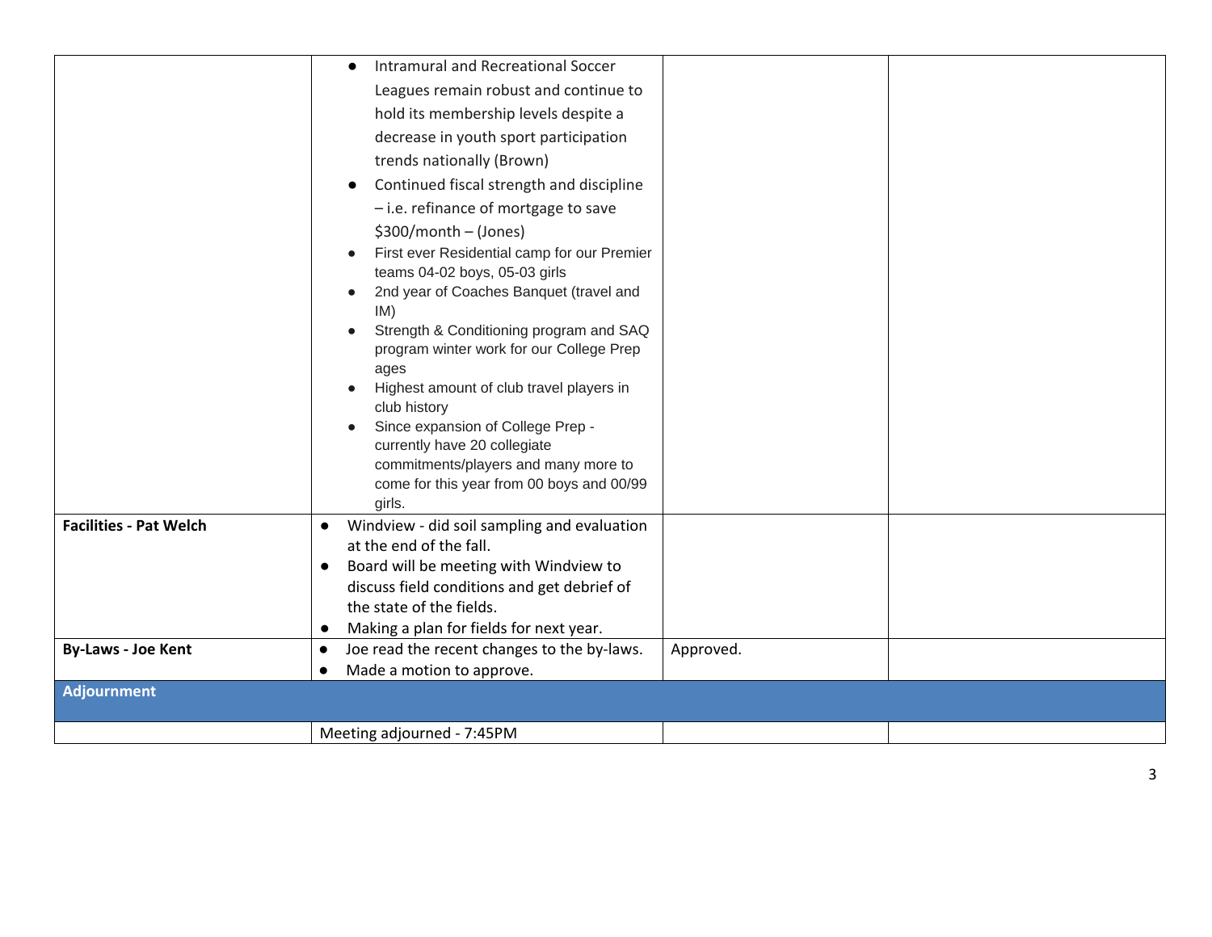| | | | |
|---|---|---|---|
| | ● Intramural and Recreational Soccer Leagues remain robust and continue to hold its membership levels despite a decrease in youth sport participation trends nationally (Brown)<br>● Continued fiscal strength and discipline – i.e. refinance of mortgage to save $300/month – (Jones)<br>● First ever Residential camp for our Premier teams 04-02 boys, 05-03 girls<br>● 2nd year of Coaches Banquet (travel and IM)<br>● Strength & Conditioning program and SAQ program winter work for our College Prep ages<br>● Highest amount of club travel players in club history<br>● Since expansion of College Prep - currently have 20 collegiate commitments/players and many more to come for this year from 00 boys and 00/99 girls. | | |
| **Facilities - Pat Welch** | ● Windview - did soil sampling and evaluation at the end of the fall.<br>● Board will be meeting with Windview to discuss field conditions and get debrief of the state of the fields.<br>● Making a plan for fields for next year. | | |
| **By-Laws - Joe Kent** | ● Joe read the recent changes to the by-laws.<br>● Made a motion to approve. | Approved. | |
| **Adjournment** | | | |
| | Meeting adjourned - 7:45PM | | |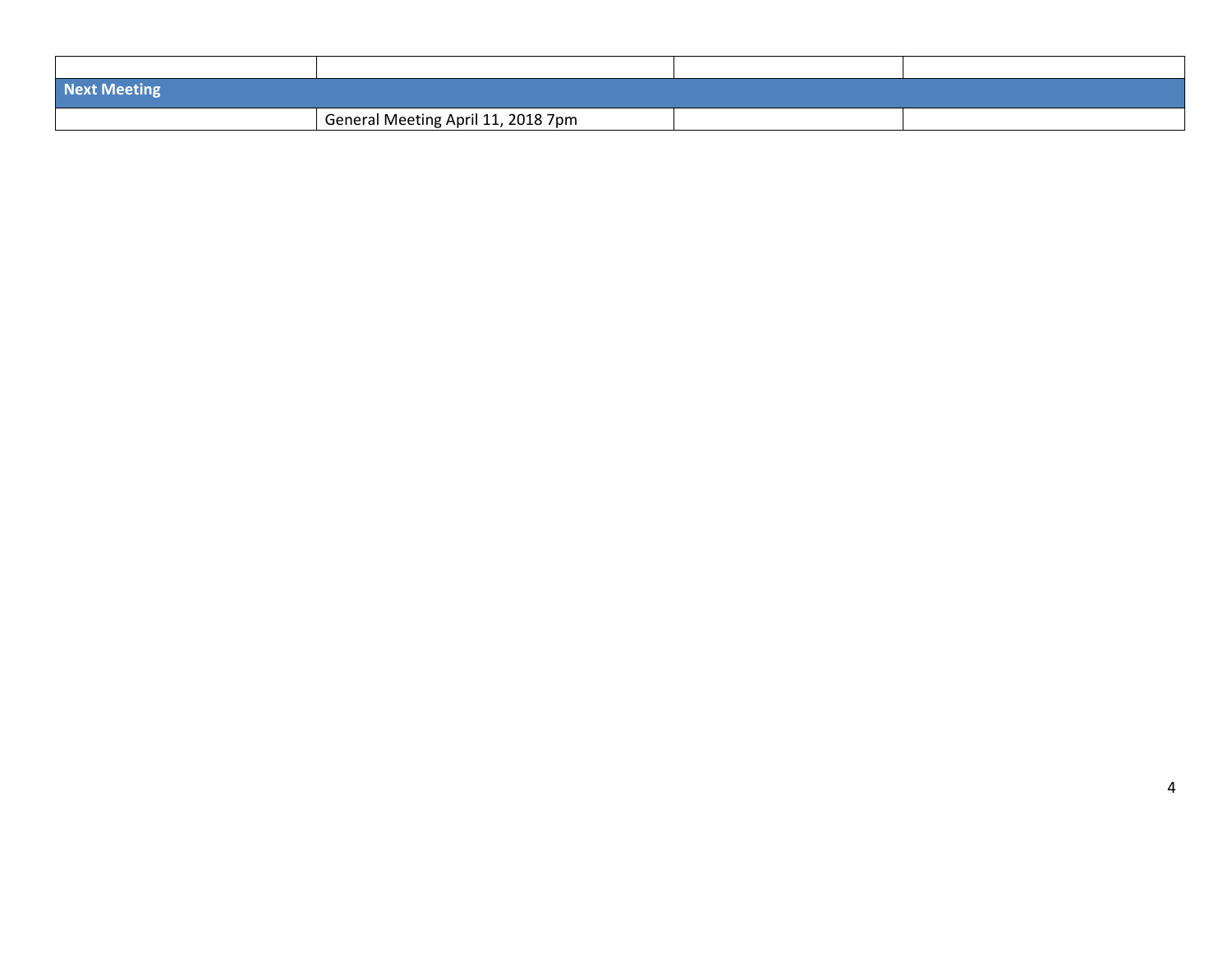| | | | |
|---|---|---|---|
| | | | |
| **Next Meeting** | | | |
| | General Meeting April 11, 2018 7pm | | |